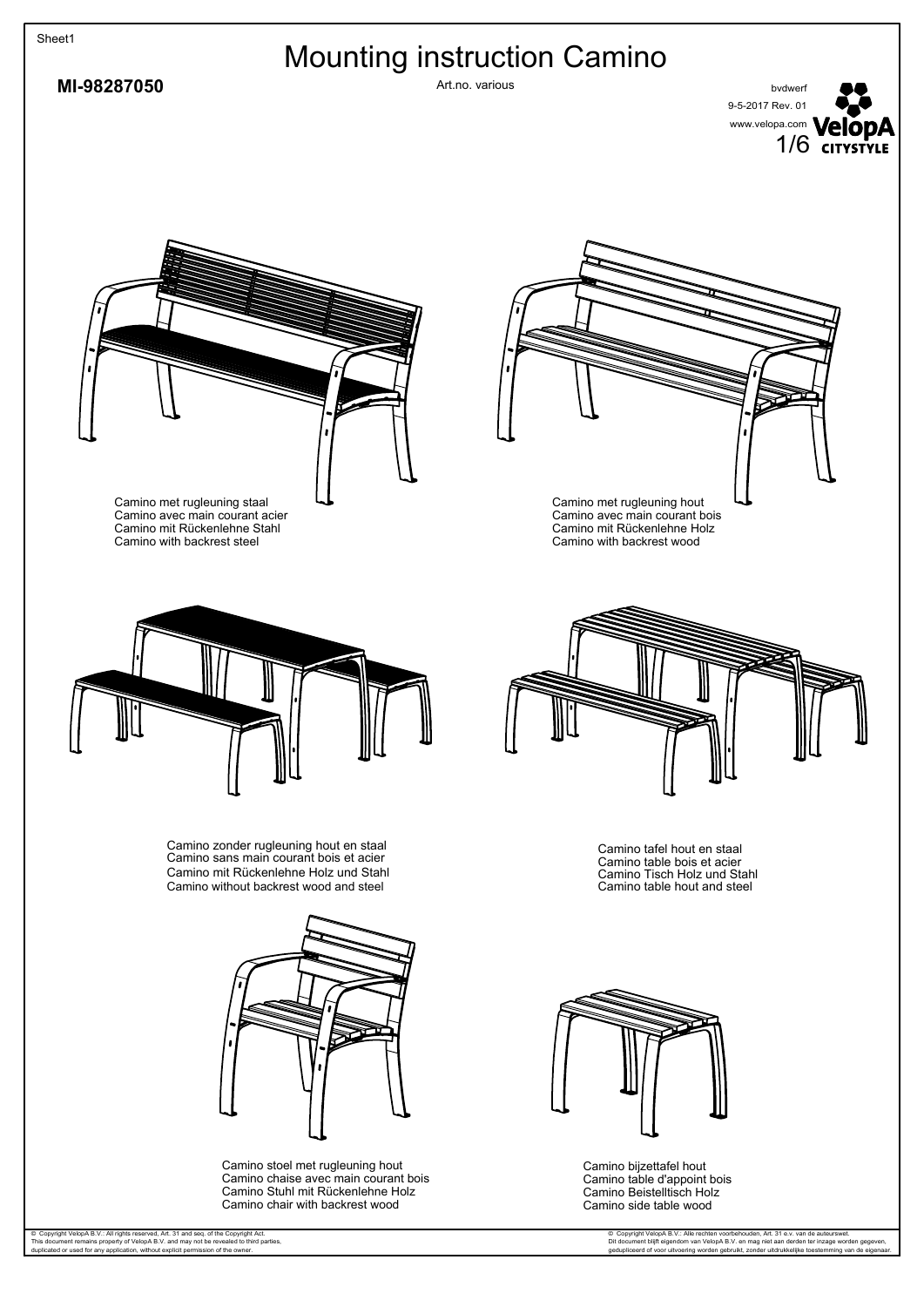# Mounting instruction Camino

**MI-98287050**

Art.no. various

bvdwerf
9-5-2017 Rev. 01
www.velopa.com

Camino met rugleuning staal
Camino avec main courant acier
Camino mit Rückenlehne Stahl
Camino with backrest steel

Camino met rugleuning hout
Camino avec main courant bois
Camino mit Rückenlehne Holz
Camino with backrest wood

Camino zonder rugleuning hout en staal
Camino sans main courant bois et acier
Camino mit Rückenlehne Holz und Stahl
Camino without backrest wood and steel

Camino tafel hout en staal
Camino table bois et acier
Camino Tisch Holz und Stahl
Camino table hout and steel

Camino stoel met rugleuning hout
Camino chaise avec main courant bois
Camino Stuhl mit Rückenlehne Holz
Camino chair with backrest wood

Camino bijzettafel hout
Camino table d'appoint bois
Camino Beistelltisch Holz
Camino side table wood

© Copyright VelopA B.V.: All rights reserved, Art. 31 and seq. of the Copyright Act.
This document remains property of VelopA B.V. and may not be revealed to third parties, duplicated or used for any application, without explicit permission of the owner.

© Copyright VelopA B.V.: Alle rechten voorbehouden, Art. 31 e.v. van de auteurswet.
Dit document blijft eigendom van VelopA B.V. en mag niet aan derden ter inzage worden gegeven, gedupliceerd of voor uitvoering worden gebruikt, zonder uitdrukkelijke toestemming van de eigenaar.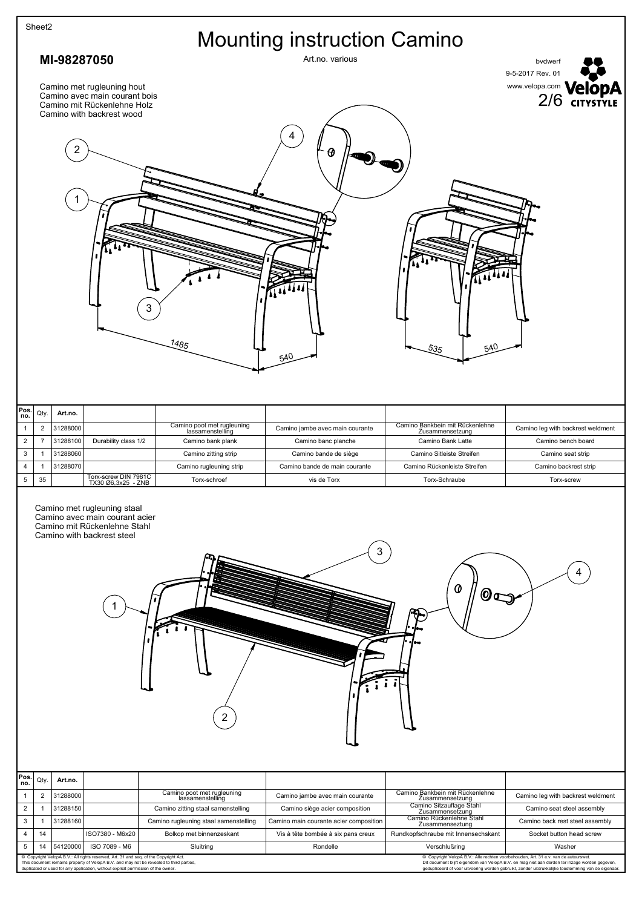Sheet2

# Mounting instruction Camino

## MI-98287050

Art.no. various

bvdwerf
9-5-2017 Rev. 01
www.velopa.com

Camino met rugleuning hout
Camino avec main courant bois
Camino mit Rückenlehne Holz
Camino with backrest wood

1485

540

535

540

| Pos. no. | Qty. | Art.no. | | | | | |
|---|---|---|---|---|---|---|---|
| 1 | 2 | 31288000 | | Camino poot met rugleuning lassamenstelling | Camino jambe avec main courante | Camino Bankbein mit Rückenlehne Zusammensetzung | Camino leg with backrest weldment |
| 2 | 7 | 31288100 | Durability class 1/2 | Camino bank plank | Camino banc planche | Camino Bank Latte | Camino bench board |
| 3 | 1 | 31288060 | | Camino zitting strip | Camino bande de siège | Camino Sitleiste Streifen | Camino seat strip |
| 4 | 1 | 31288070 | | Camino rugleuning strip | Camino bande de main courante | Camino Rückenleiste Streifen | Camino backrest strip |
| 5 | 35 | | Torx-screw DIN 7981C TX30 Ø6,3x25 - ZNB | Torx-schroef | vis de Torx | Torx-Schraube | Torx-screw |

Camino met rugleuning staal
Camino avec main courant acier
Camino mit Rückenlehne Stahl
Camino with backrest steel

| Pos. no. | Qty. | Art.no. | | | | | |
|---|---|---|---|---|---|---|---|
| 1 | 2 | 31288000 | | Camino poot met rugleuning lassamenstelling | Camino jambe avec main courante | Camino Bankbein mit Rückenlehne Zusammensetzung | Camino leg with backrest weldment |
| 2 | 1 | 31288150 | | Camino zitting staal samenstelling | Camino siège acier composition | Camino Sitzauflage Stahl Zusammensetzung | Camino seat steel assembly |
| 3 | 1 | 31288160 | | Camino rugleuning staal samenstelling | Camino main courante acier composition | Camino Rückenlehne Stahl Zusammensetzung | Camino back rest steel assembly |
| 4 | 14 | | ISO7380 - M6x20 | Bolkop met binnenzeskant | Vis à tête bombée à six pans creux | Rundkopfschraube mit Innensechskant | Socket button head screw |
| 5 | 14 | 54120000 | ISO 7089 - M6 | Sluitring | Rondelle | Verschlußring | Washer |

© Copyright VelopA B.V.: All rights reserved, Art. 31 and seq. of the Copyright Act.
This document remains property of VelopA B.V. and may not be revealed to third parties, duplicated or used for any application, without explicit permission of the owner.

© Copyright VelopA B.V.: Alle rechten voorbehouden, Art. 31 e.v. van de auteurswet.
Dit document blijft eigendom van VelopA B.V. en mag niet aan derden ter inzage worden gegeven, gedupliceerd of voor uitvoering worden gebruikt, zonder uitdrukkelijke toestemming van de eigenaar.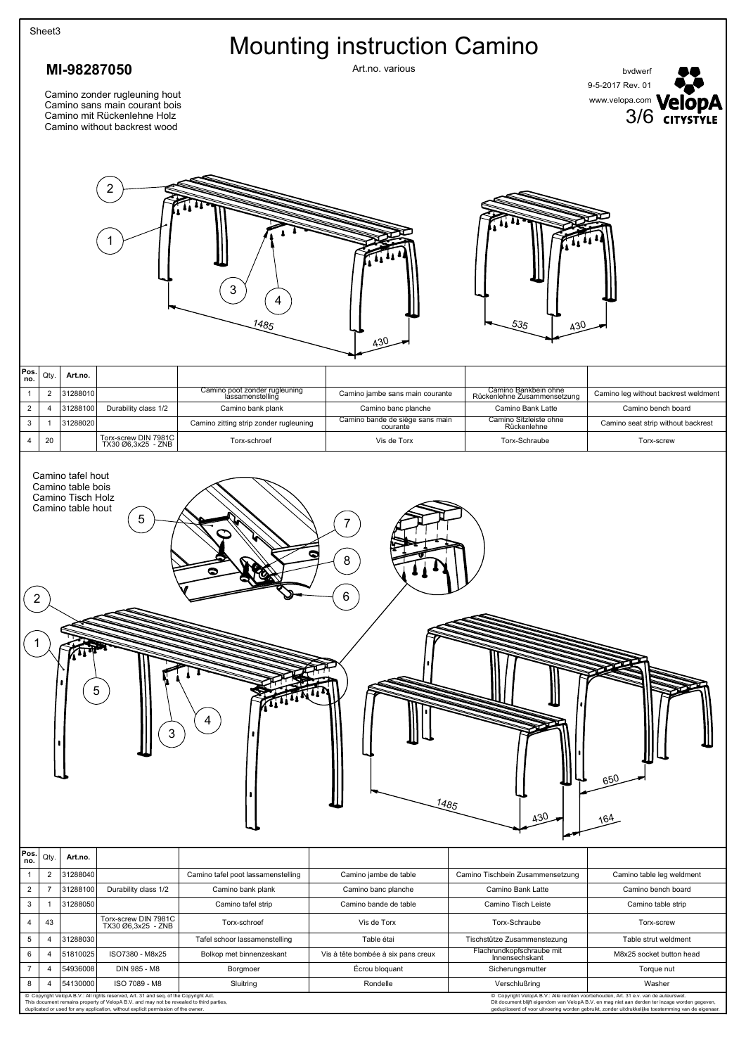# Mounting instruction Camino

## MI-98287050

Art.no. various

bvdwerf
9-5-2017 Rev. 01
www.velopa.com

Camino zonder rugleuning hout
Camino sans main courant bois
Camino mit Rückenlehne Holz
Camino without backrest wood

1485 430 535 430

| Pos. no. | Qty. | Art.no. | | | | | |
|---|---|---|---|---|---|---|---|
| 1 | 2 | 31288010 | | Camino poot zonder rugleuning lassamenstelling | Camino jambe sans main courante | Camino Bankbein ohne Rückenlehne Zusammensetzung | Camino leg without backrest weldment |
| 2 | 4 | 31288100 | Durability class 1/2 | Camino bank plank | Camino banc planche | Camino Bank Latte | Camino bench board |
| 3 | 1 | 31288020 | | Camino zitting strip zonder rugleuning | Camino bande de siège sans main courante | Camino Sitzleiste ohne Rückenlehne | Camino seat strip without backrest |
| 4 | 20 | | Torx-screw DIN 7981C TX30 Ø6,3x25 - ZNB | Torx-schroef | Vis de Torx | Torx-Schraube | Torx-screw |

Camino tafel hout
Camino table bois
Camino Tisch Holz
Camino table hout

1485 430 650 164

| Pos. no. | Qty. | Art.no. | | | | | |
|---|---|---|---|---|---|---|---|
| 1 | 2 | 31288040 | | Camino tafel poot lassamenstelling | Camino jambe de table | Camino Tischbein Zusammensetzung | Camino table leg weldment |
| 2 | 7 | 31288100 | Durability class 1/2 | Camino bank plank | Camino banc planche | Camino Bank Latte | Camino bench board |
| 3 | 1 | 31288050 | | Camino tafel strip | Camino bande de table | Camino Tisch Leiste | Camino table strip |
| 4 | 43 | | Torx-screw DIN 7981C TX30 Ø6,3x25 - ZNB | Torx-schroef | Vis de Torx | Torx-Schraube | Torx-screw |
| 5 | 4 | 31288030 | | Tafel schoor lassamenstelling | Table étai | Tischstütze Zusammenstezung | Table strut weldment |
| 6 | 4 | 51810025 | ISO7380 - M8x25 | Bolkop met binnenzeskant | Vis à tête bombée à six pans creux | Flachrundkopfschraube mit Innensechskant | M8x25 socket button head |
| 7 | 4 | 54936008 | DIN 985 - M8 | Borgmoer | Écrou bloquant | Sicherungsmutter | Torque nut |
| 8 | 4 | 54130000 | ISO 7089 - M8 | Sluitring | Rondelle | Verschlußring | Washer |

© Copyright VelopA B.V.: All rights reserved, Art. 31 and seq. of the Copyright Act.
This document remains property of VelopA B.V. and may not be revealed to third parties, duplicated or used for any application, without explicit permission of the owner.

© Copyright VelopA B.V.: Alle rechten voorbehouden, Art. 31 e.v. van de auteurswet.
Dit document blijft eigendom van VelopA B.V. en mag niet aan derden ter inzage worden gegeven, gedupliceerd of voor uitvoering worden gebruikt, zonder uitdrukkelijke toestemming van de eigenaar.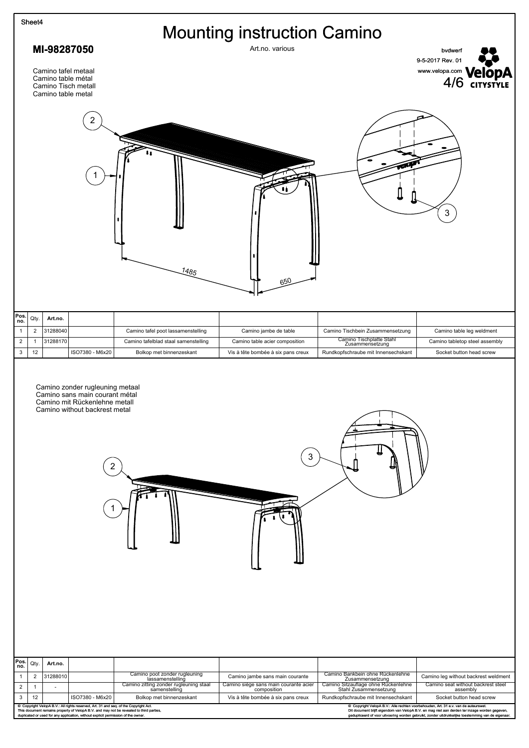Sheet4

# Mounting instruction Camino

**MI-98287050**

Art.no. various

bvdwerf
9-5-2017 Rev. 01
www.velopa.com

Camino tafel metaal
Camino table métal
Camino Tisch metall
Camino table metal

1485
650

| Pos. no. | Qty. | Art.no. | | | | | |
|---|---|---|---|---|---|---|---|
| 1 | 2 | 31288040 | | Camino tafel poot lassamenstelling | Camino jambe de table | Camino Tischbein Zusammensetzung | Camino table leg weldment |
| 2 | 1 | 31288170 | | Camino tafelblad staal samenstelling | Camino table acier composition | Camino Tischplatte Stahl Zusammensetzung | Camino tabletop steel assembly |
| 3 | 12 | | ISO7380 - M6x20 | Bolkop met binnenzeskant | Vis à tête bombée à six pans creux | Rundkopfschraube mit Innensechskant | Socket button head screw |

Camino zonder rugleuning metaal
Camino sans main courant métal
Camino mit Rückenlehne metall
Camino without backrest metal

| Pos. no. | Qty. | Art.no. | | | | | |
|---|---|---|---|---|---|---|---|
| 1 | 2 | 31288010 | | Camino poot zonder rugleuning lassamenstelling | Camino jambe sans main courante | Camino Bankbein ohne Rückenlehne Zusammensetzung | Camino leg without backrest weldment |
| 2 | 1 | - | | Camino zitting zonder rugleuning staal samenstelling | Camino siège sans main courante acier composition | Camino Sitzauflage ohne Rückenlehne Stahl Zusammensetzung | Camino seat without backrest steel assembly |
| 3 | 12 | | ISO7380 - M6x20 | Bolkop met binnenzeskant | Vis à tête bombée à six pans creux | Rundkopfschraube mit Innensechskant | Socket button head screw |

© Copyright VelopA B.V.: All rights reserved, Art. 31 and seq. of the Copyright Act.
This document remains property of VelopA B.V. and may not be revealed to third parties, duplicated or used for any application, without explicit permission of the owner.

© Copyright VelopA B.V.: Alle rechten voorbehouden, Art. 31 e.v. van de auteurswet.
Dit document blijft eigendom van VelopA B.V. en mag niet aan derden ter inzage worden gegeven, gedupliceerd of voor uitvoering worden gebruikt, zonder uitdrukkelijke toestemming van de eigenaar.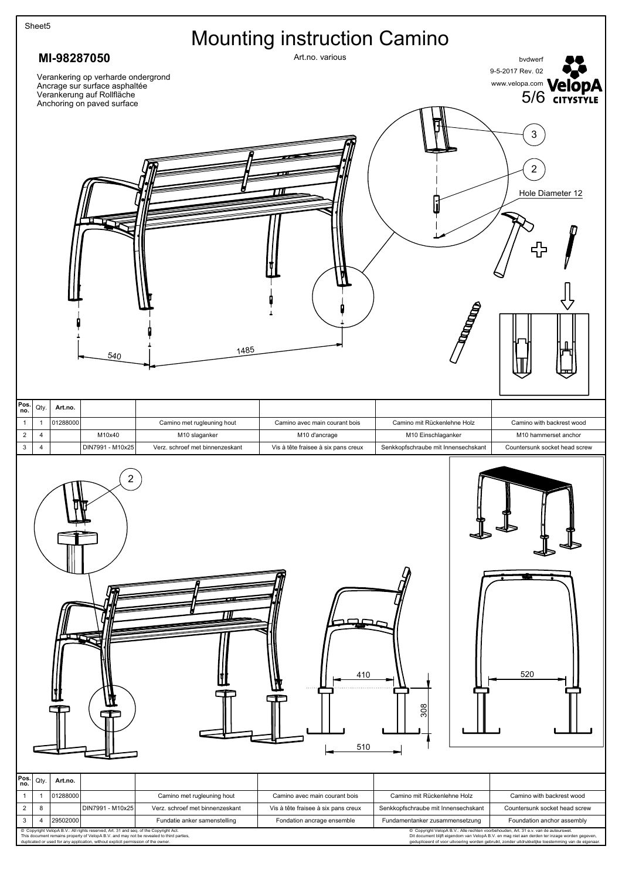Sheet5

# Mounting instruction Camino

## MI-98287050

Art.no. various

bvdwerf
9-5-2017 Rev. 02
www.velopa.com

Verankering op verharde ondergrond
Ancrage sur surface asphaltée
Verankerung auf Rollfläche
Anchoring on paved surface

3

2

Hole Diameter 12

540

1485

| Pos. no. | Qty. | Art.no. | | | | | |
|---|---|---|---|---|---|---|---|
| 1 | 1 | 01288000 | | Camino met rugleuning hout | Camino avec main courant bois | Camino mit Rückenlehne Holz | Camino with backrest wood |
| 2 | 4 | | M10x40 | M10 slaganker | M10 d'ancrage | M10 Einschlaganker | M10 hammerset anchor |
| 3 | 4 | | DIN7991 - M10x25 | Verz. schroef met binnenzeskant | Vis à tête fraisee à six pans creux | Senkkopfschraube mit Innensechskant | Countersunk socket head screw |

2

410

308

510

520

| Pos. no. | Qty. | Art.no. | | | | | |
|---|---|---|---|---|---|---|---|
| 1 | 1 | 01288000 | | Camino met rugleuning hout | Camino avec main courant bois | Camino mit Rückenlehne Holz | Camino with backrest wood |
| 2 | 8 | | DIN7991 - M10x25 | Verz. schroef met binnenzeskant | Vis à tête fraisee à six pans creux | Senkkopfschraube mit Innensechskant | Countersunk socket head screw |
| 3 | 4 | 29502000 | | Fundatie anker samenstelling | Fondation ancrage ensemble | Fundamentanker zusammensetzung | Foundation anchor assembly |

© Copyright VelopA B.V.: All rights reserved, Art. 31 and seq. of the Copyright Act.
This document remains property of VelopA B.V. and may not be revealed to third parties, duplicated or used for any application, without explicit permission of the owner.

© Copyright VelopA B.V.: Alle rechten voorbehouden, Art. 31 e.v. van de auteurswet.
Dit document blijft eigendom van VelopA B.V. en mag niet aan derden ter inzage worden gegeven, gedupliceerd of voor uitvoering worden gebruikt, zonder uitdrukkelijke toestemming van de eigenaar.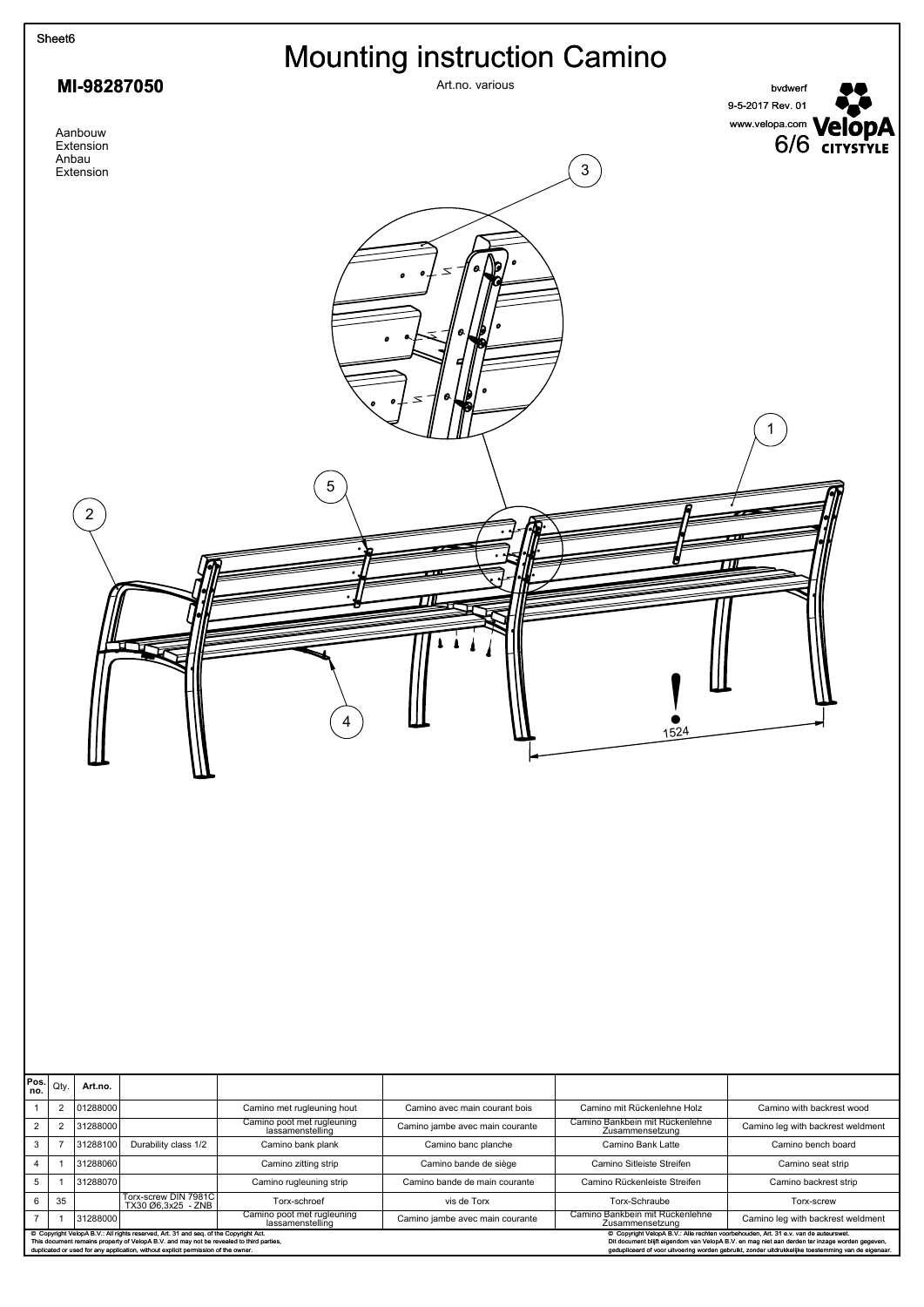Sheet6

# Mounting instruction Camino

**MI-98287050**

Art.no. various

bvdwerf
9-5-2017 Rev. 01
www.velopa.com

Aanbouw
Extension
Anbau
Extension

3

1

5

2

4

1524

| Pos. no. | Qty. | Art.no. | | | | | |
|---|---|---|---|---|---|---|---|
| 1 | 2 | 01288000 | | Camino met rugleuning hout | Camino avec main courant bois | Camino mit Rückenlehne Holz | Camino with backrest wood |
| 2 | 2 | 31288000 | | Camino poot met rugleuning lassamenstelling | Camino jambe avec main courante | Camino Bankbein mit Rückenlehne Zusammensetzung | Camino leg with backrest weldment |
| 3 | 7 | 31288100 | Durability class 1/2 | Camino bank plank | Camino banc planche | Camino Bank Latte | Camino bench board |
| 4 | 1 | 31288060 | | Camino zitting strip | Camino bande de siège | Camino Sitleiste Streifen | Camino seat strip |
| 5 | 1 | 31288070 | | Camino rugleuning strip | Camino bande de main courante | Camino Rückenleiste Streifen | Camino backrest strip |
| 6 | 35 | | Torx-screw DIN 7981C TX30 Ø6,3x25 - ZNB | Torx-schroef | vis de Torx | Torx-Schraube | Torx-screw |
| 7 | 1 | 31288000 | | Camino poot met rugleuning lassamenstelling | Camino jambe avec main courante | Camino Bankbein mit Rückenlehne Zusammensetzung | Camino leg with backrest weldment |

© Copyright VelopA B.V.: All rights reserved, Art. 31 and seq. of the Copyright Act.
This document remains property of VelopA B.V. and may not be revealed to third parties, duplicated or used for any application, without explicit permission of the owner.

© Copyright VelopA B.V.: Alle rechten voorbehouden, Art. 31 e.v. van de auteurswet.
Dit document blijft eigendom van VelopA B.V. en mag niet aan derden ter inzage worden gegeven, gedupliceerd of voor uitvoering worden gebruikt, zonder uitdrukkelijke toestemming van de eigenaar.